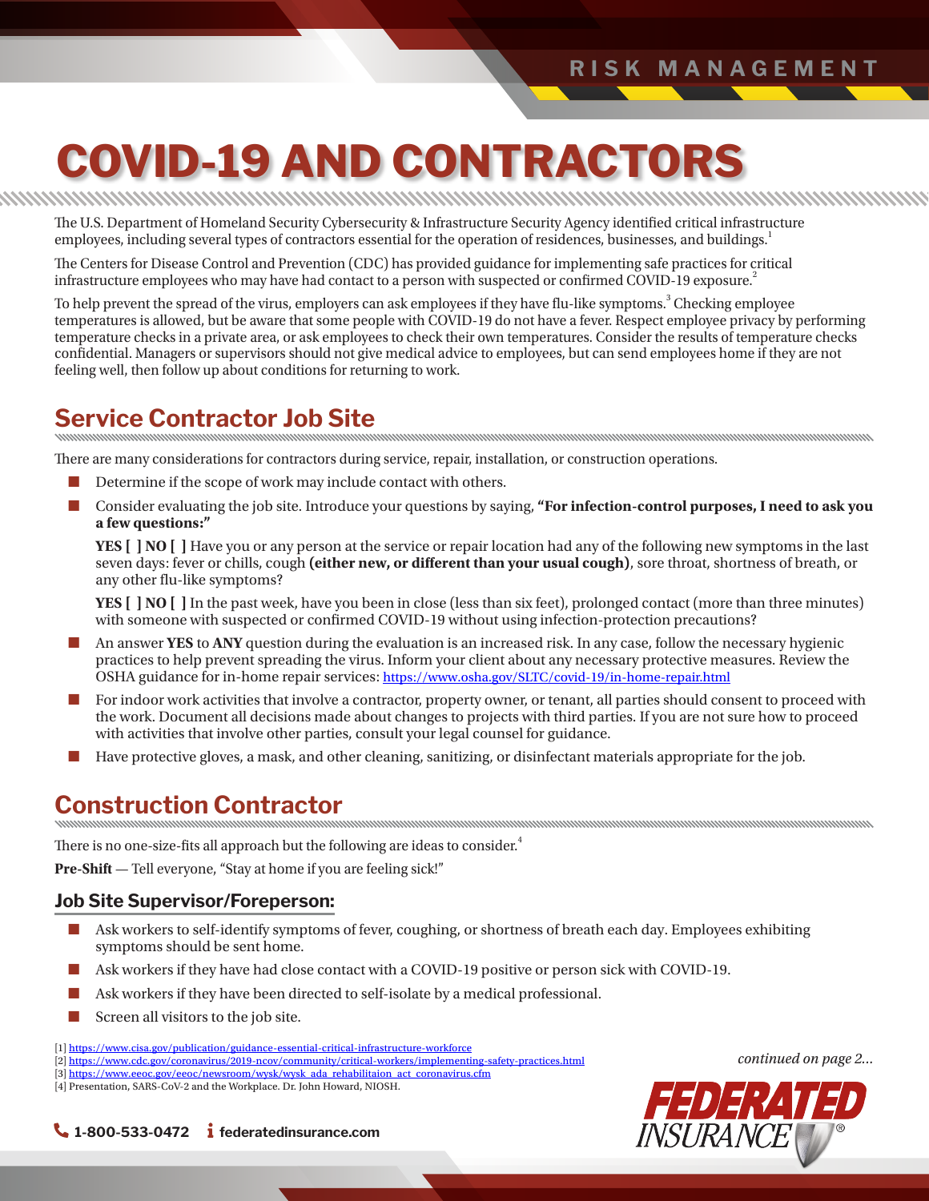RISK MANAGEMENT

# COVID-19 AND CONTRACTORS

The U.S. Department of Homeland Security Cybersecurity & Infrastructure Security Agency identified critical infrastructure employees, including several types of contractors essential for the operation of residences, businesses, and buildings.[1]

The Centers for Disease Control and Prevention (CDC) has provided guidance for implementing safe practices for critical infrastructure employees who may have had contact to a person with suspected or confirmed COVID-19 exposure.[2]

To help prevent the spread of the virus, employers can ask employees if they have flu-like symptoms.[3] Checking employee temperatures is allowed, but be aware that some people with COVID-19 do not have a fever. Respect employee privacy by performing temperature checks in a private area, or ask employees to check their own temperatures. Consider the results of temperature checks confidential. Managers or supervisors should not give medical advice to employees, but can send employees home if they are not feeling well, then follow up about conditions for returning to work.

## Service Contractor Job Site

There are many considerations for contractors during service, repair, installation, or construction operations.

- Determine if the scope of work may include contact with others.
- Consider evaluating the job site. Introduce your questions by saying, **"For infection-control purposes, I need to ask you a few questions:"**

  **YES [ ] NO [ ]** Have you or any person at the service or repair location had any of the following new symptoms in the last seven days: fever or chills, cough **(either new, or different than your usual cough)**, sore throat, shortness of breath, or any other flu-like symptoms?

  **YES [ ] NO [ ]** In the past week, have you been in close (less than six feet), prolonged contact (more than three minutes) with someone with suspected or confirmed COVID-19 without using infection-protection precautions?

- An answer **YES** to **ANY** question during the evaluation is an increased risk. In any case, follow the necessary hygienic practices to help prevent spreading the virus. Inform your client about any necessary protective measures. Review the OSHA guidance for in-home repair services: https://www.osha.gov/SLTC/covid-19/in-home-repair.html
- For indoor work activities that involve a contractor, property owner, or tenant, all parties should consent to proceed with the work. Document all decisions made about changes to projects with third parties. If you are not sure how to proceed with activities that involve other parties, consult your legal counsel for guidance.
- Have protective gloves, a mask, and other cleaning, sanitizing, or disinfectant materials appropriate for the job.

## Construction Contractor

There is no one-size-fits all approach but the following are ideas to consider.[4]

**Pre-Shift** — Tell everyone, "Stay at home if you are feeling sick!"

### Job Site Supervisor/Foreperson:

- Ask workers to self-identify symptoms of fever, coughing, or shortness of breath each day. Employees exhibiting symptoms should be sent home.
- Ask workers if they have had close contact with a COVID-19 positive or person sick with COVID-19.
- Ask workers if they have been directed to self-isolate by a medical professional.
- Screen all visitors to the job site.

[1] https://www.cisa.gov/publication/guidance-essential-critical-infrastructure-workforce
[2] https://www.cdc.gov/coronavirus/2019-ncov/community/critical-workers/implementing-safety-practices.html
[3] https://www.eeoc.gov/eeoc/newsroom/wysk/wysk_ada_rehabilitaion_act_coronavirus.cfm
[4] Presentation, SARS-CoV-2 and the Workplace. Dr. John Howard, NIOSH.

*continued on page 2...*

1-800-533-0472 federatedinsurance.com

FEDERATED INSURANCE®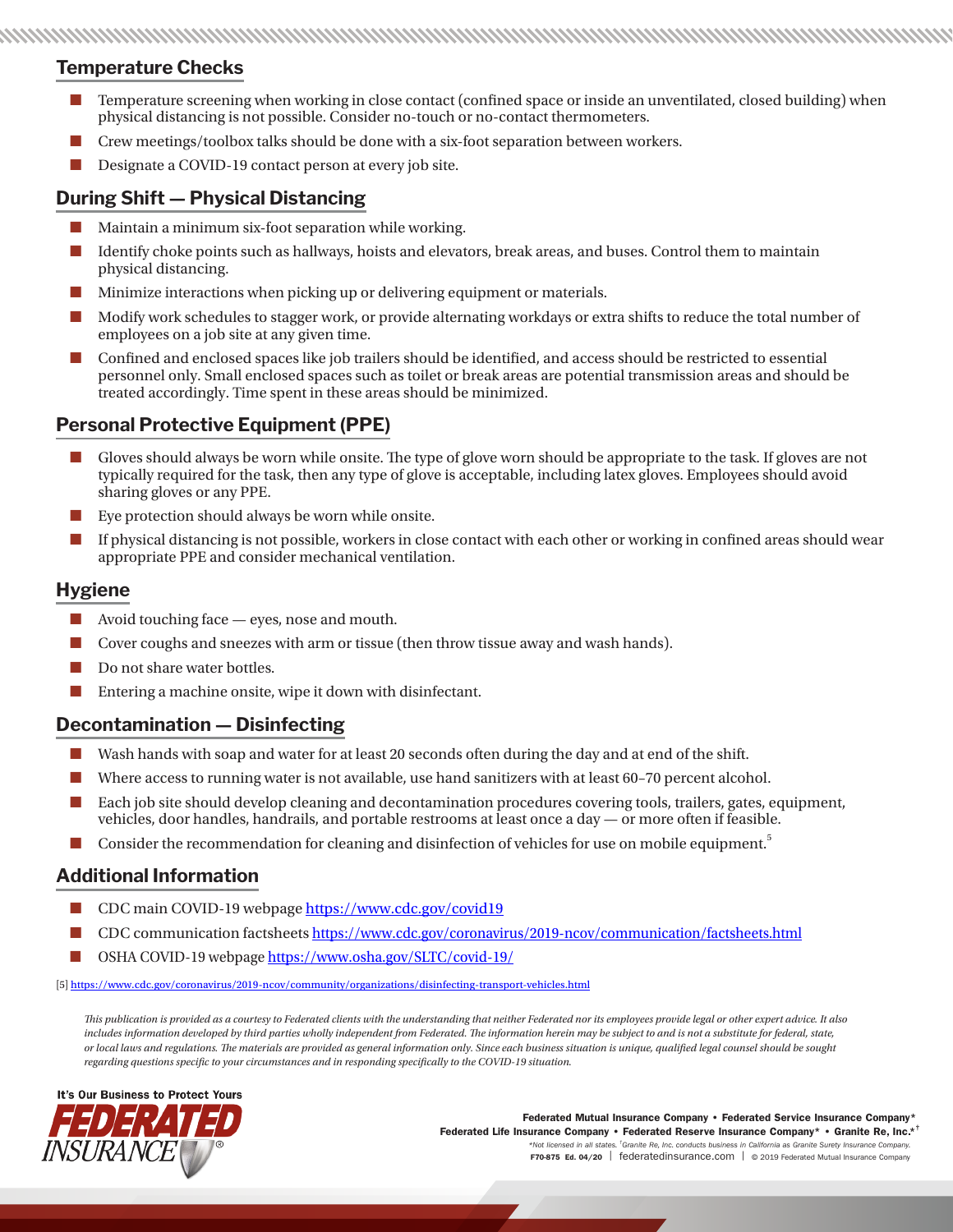## Temperature Checks

- Temperature screening when working in close contact (confined space or inside an unventilated, closed building) when physical distancing is not possible. Consider no-touch or no-contact thermometers.
- Crew meetings/toolbox talks should be done with a six-foot separation between workers.
- Designate a COVID-19 contact person at every job site.

## During Shift — Physical Distancing

- Maintain a minimum six-foot separation while working.
- Identify choke points such as hallways, hoists and elevators, break areas, and buses. Control them to maintain physical distancing.
- Minimize interactions when picking up or delivering equipment or materials.
- Modify work schedules to stagger work, or provide alternating workdays or extra shifts to reduce the total number of employees on a job site at any given time.
- Confined and enclosed spaces like job trailers should be identified, and access should be restricted to essential personnel only. Small enclosed spaces such as toilet or break areas are potential transmission areas and should be treated accordingly. Time spent in these areas should be minimized.

## Personal Protective Equipment (PPE)

- Gloves should always be worn while onsite. The type of glove worn should be appropriate to the task. If gloves are not typically required for the task, then any type of glove is acceptable, including latex gloves. Employees should avoid sharing gloves or any PPE.
- Eye protection should always be worn while onsite.
- If physical distancing is not possible, workers in close contact with each other or working in confined areas should wear appropriate PPE and consider mechanical ventilation.

## Hygiene

- Avoid touching face — eyes, nose and mouth.
- Cover coughs and sneezes with arm or tissue (then throw tissue away and wash hands).
- Do not share water bottles.
- Entering a machine onsite, wipe it down with disinfectant.

## Decontamination — Disinfecting

- Wash hands with soap and water for at least 20 seconds often during the day and at end of the shift.
- Where access to running water is not available, use hand sanitizers with at least 60–70 percent alcohol.
- Each job site should develop cleaning and decontamination procedures covering tools, trailers, gates, equipment, vehicles, door handles, handrails, and portable restrooms at least once a day — or more often if feasible.
- Consider the recommendation for cleaning and disinfection of vehicles for use on mobile equipment.[5]

## Additional Information

- CDC main COVID-19 webpage https://www.cdc.gov/covid19
- CDC communication factsheets https://www.cdc.gov/coronavirus/2019-ncov/communication/factsheets.html
- OSHA COVID-19 webpage https://www.osha.gov/SLTC/covid-19/

[5] https://www.cdc.gov/coronavirus/2019-ncov/community/organizations/disinfecting-transport-vehicles.html

*This publication is provided as a courtesy to Federated clients with the understanding that neither Federated nor its employees provide legal or other expert advice. It also includes information developed by third parties wholly independent from Federated. The information herein may be subject to and is not a substitute for federal, state, or local laws and regulations. The materials are provided as general information only. Since each business situation is unique, qualified legal counsel should be sought regarding questions specific to your circumstances and in responding specifically to the COVID-19 situation.*

It's Our Business to Protect Yours

FEDERATED INSURANCE®

**Federated Mutual Insurance Company • Federated Service Insurance Company\***
**Federated Life Insurance Company • Federated Reserve Insurance Company\* • Granite Re, Inc.\*†**

*\*Not licensed in all states. †Granite Re, Inc. conducts business in California as Granite Surety Insurance Company.*

F70-875 Ed. 04/20 | federatedinsurance.com | © 2019 Federated Mutual Insurance Company